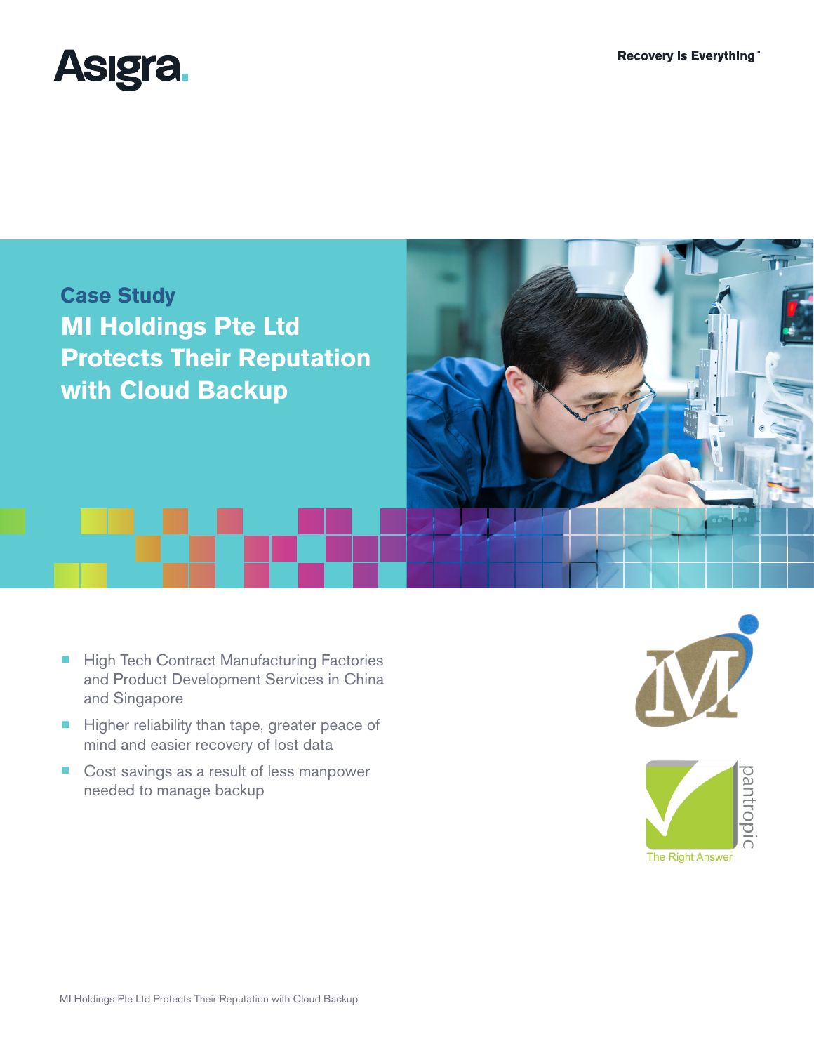Asigra.

Recovery is Everything™

## Case Study

# MI Holdings Pte Ltd Protects Their Reputation with Cloud Backup

- High Tech Contract Manufacturing Factories and Product Development Services in China and Singapore
- Higher reliability than tape, greater peace of mind and easier recovery of lost data
- Cost savings as a result of less manpower needed to manage backup

pantropic

The Right Answer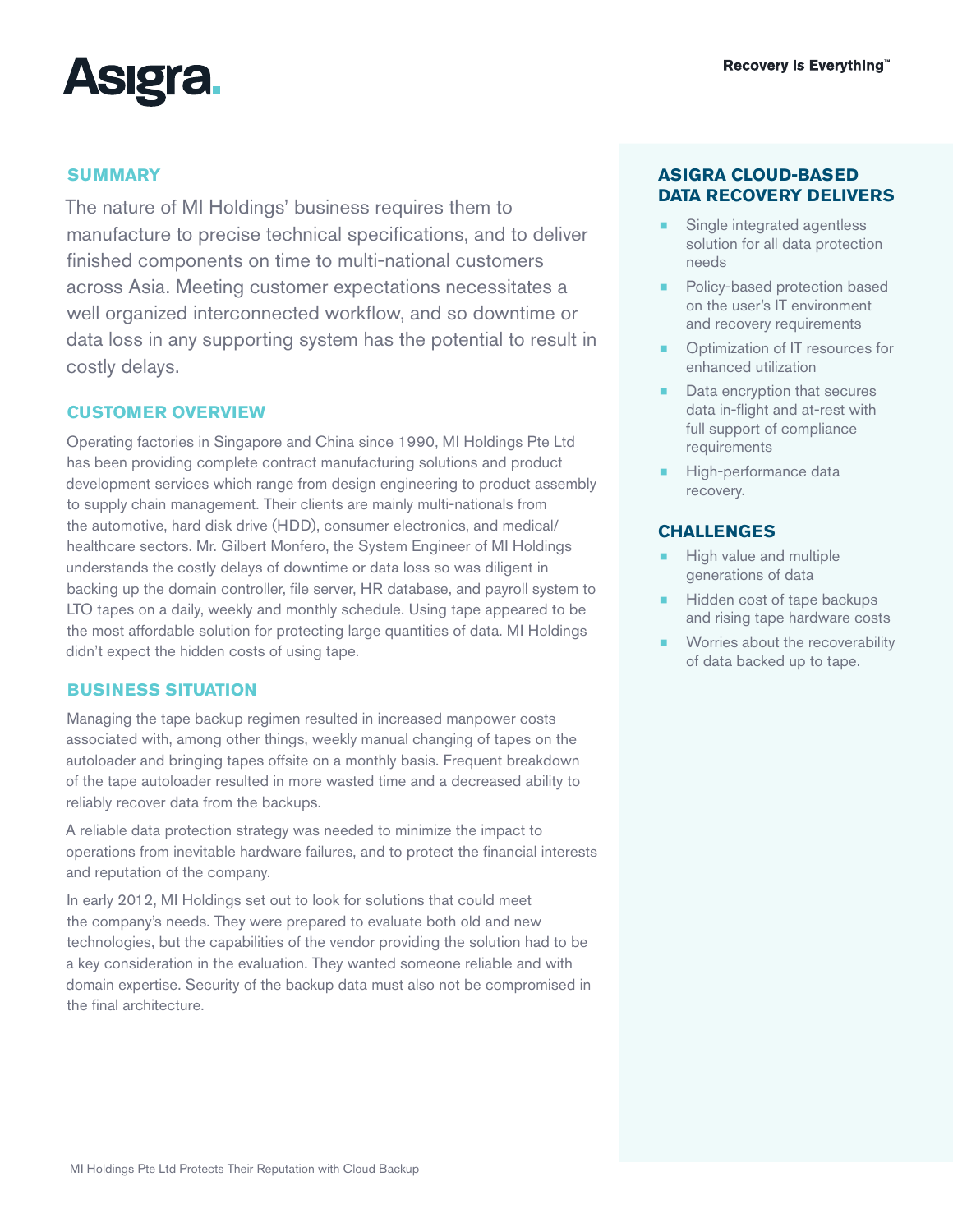## SUMMARY

The nature of MI Holdings' business requires them to manufacture to precise technical specifications, and to deliver finished components on time to multi-national customers across Asia. Meeting customer expectations necessitates a well organized interconnected workflow, and so downtime or data loss in any supporting system has the potential to result in costly delays.

## CUSTOMER OVERVIEW

Operating factories in Singapore and China since 1990, MI Holdings Pte Ltd has been providing complete contract manufacturing solutions and product development services which range from design engineering to product assembly to supply chain management. Their clients are mainly multi-nationals from the automotive, hard disk drive (HDD), consumer electronics, and medical/healthcare sectors. Mr. Gilbert Monfero, the System Engineer of MI Holdings understands the costly delays of downtime or data loss so was diligent in backing up the domain controller, file server, HR database, and payroll system to LTO tapes on a daily, weekly and monthly schedule. Using tape appeared to be the most affordable solution for protecting large quantities of data. MI Holdings didn't expect the hidden costs of using tape.

## BUSINESS SITUATION

Managing the tape backup regimen resulted in increased manpower costs associated with, among other things, weekly manual changing of tapes on the autoloader and bringing tapes offsite on a monthly basis. Frequent breakdown of the tape autoloader resulted in more wasted time and a decreased ability to reliably recover data from the backups.

A reliable data protection strategy was needed to minimize the impact to operations from inevitable hardware failures, and to protect the financial interests and reputation of the company.

In early 2012, MI Holdings set out to look for solutions that could meet the company's needs. They were prepared to evaluate both old and new technologies, but the capabilities of the vendor providing the solution had to be a key consideration in the evaluation. They wanted someone reliable and with domain expertise. Security of the backup data must also not be compromised in the final architecture.

## ASIGRA CLOUD-BASED DATA RECOVERY DELIVERS

- Single integrated agentless solution for all data protection needs
- Policy-based protection based on the user's IT environment and recovery requirements
- Optimization of IT resources for enhanced utilization
- Data encryption that secures data in-flight and at-rest with full support of compliance requirements
- High-performance data recovery.

## CHALLENGES

- High value and multiple generations of data
- Hidden cost of tape backups and rising tape hardware costs
- Worries about the recoverability of data backed up to tape.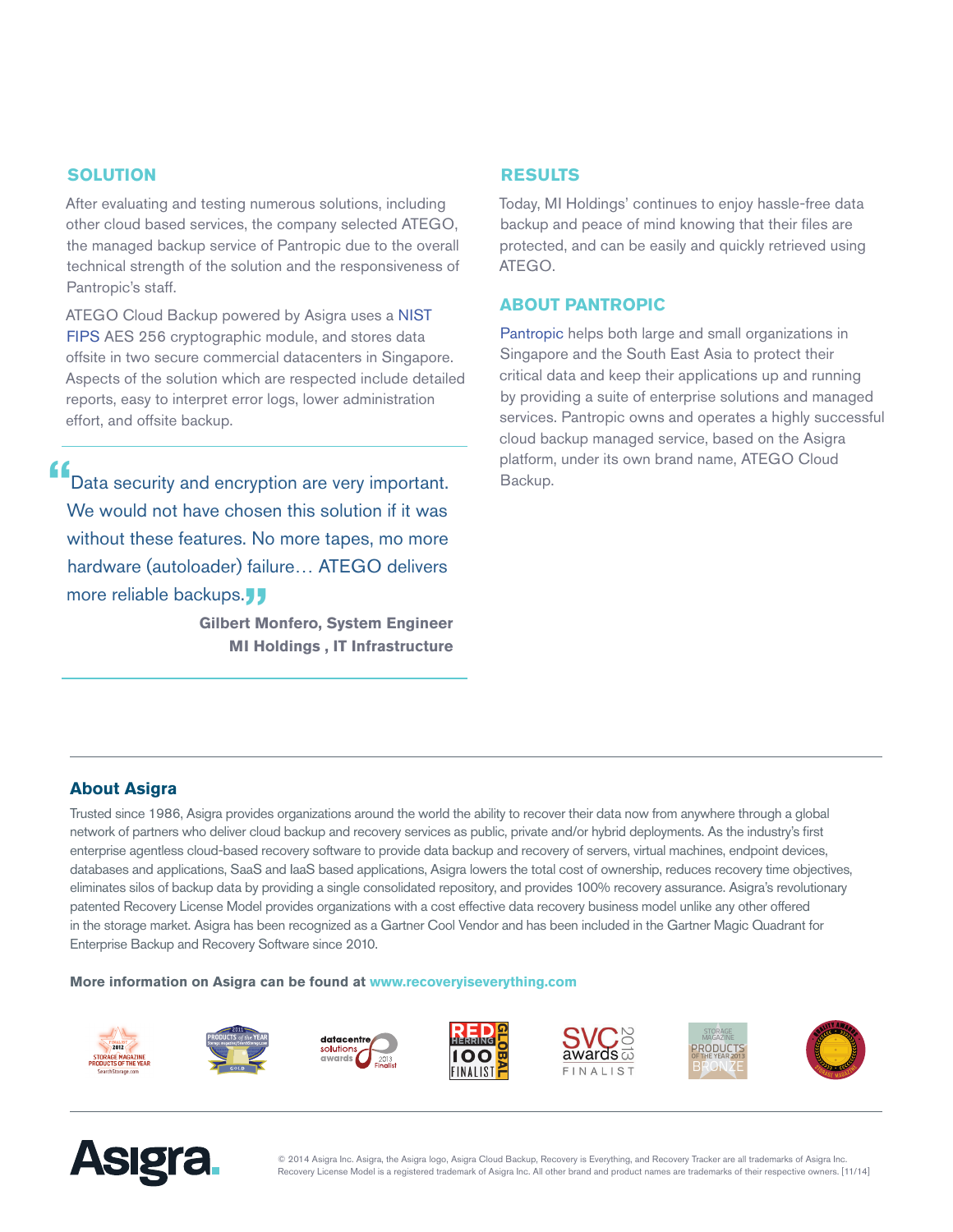## SOLUTION

After evaluating and testing numerous solutions, including other cloud based services, the company selected ATEGO, the managed backup service of Pantropic due to the overall technical strength of the solution and the responsiveness of Pantropic's staff.

ATEGO Cloud Backup powered by Asigra uses a NIST FIPS AES 256 cryptographic module, and stores data offsite in two secure commercial datacenters in Singapore. Aspects of the solution which are respected include detailed reports, easy to interpret error logs, lower administration effort, and offsite backup.

> "Data security and encryption are very important. We would not have chosen this solution if it was without these features. No more tapes, mo more hardware (autoloader) failure… ATEGO delivers more reliable backups."
>
> **Gilbert Monfero, System Engineer**
> **MI Holdings , IT Infrastructure**

## RESULTS

Today, MI Holdings' continues to enjoy hassle-free data backup and peace of mind knowing that their files are protected, and can be easily and quickly retrieved using ATEGO.

## ABOUT PANTROPIC

Pantropic helps both large and small organizations in Singapore and the South East Asia to protect their critical data and keep their applications up and running by providing a suite of enterprise solutions and managed services. Pantropic owns and operates a highly successful cloud backup managed service, based on the Asigra platform, under its own brand name, ATEGO Cloud Backup.

## About Asigra

Trusted since 1986, Asigra provides organizations around the world the ability to recover their data now from anywhere through a global network of partners who deliver cloud backup and recovery services as public, private and/or hybrid deployments. As the industry's first enterprise agentless cloud-based recovery software to provide data backup and recovery of servers, virtual machines, endpoint devices, databases and applications, SaaS and IaaS based applications, Asigra lowers the total cost of ownership, reduces recovery time objectives, eliminates silos of backup data by providing a single consolidated repository, and provides 100% recovery assurance. Asigra's revolutionary patented Recovery License Model provides organizations with a cost effective data recovery business model unlike any other offered in the storage market. Asigra has been recognized as a Gartner Cool Vendor and has been included in the Gartner Magic Quadrant for Enterprise Backup and Recovery Software since 2010.

**More information on Asigra can be found at www.recoveryiseverything.com**

© 2014 Asigra Inc. Asigra, the Asigra logo, Asigra Cloud Backup, Recovery is Everything, and Recovery Tracker are all trademarks of Asigra Inc. Recovery License Model is a registered trademark of Asigra Inc. All other brand and product names are trademarks of their respective owners. [11/14]